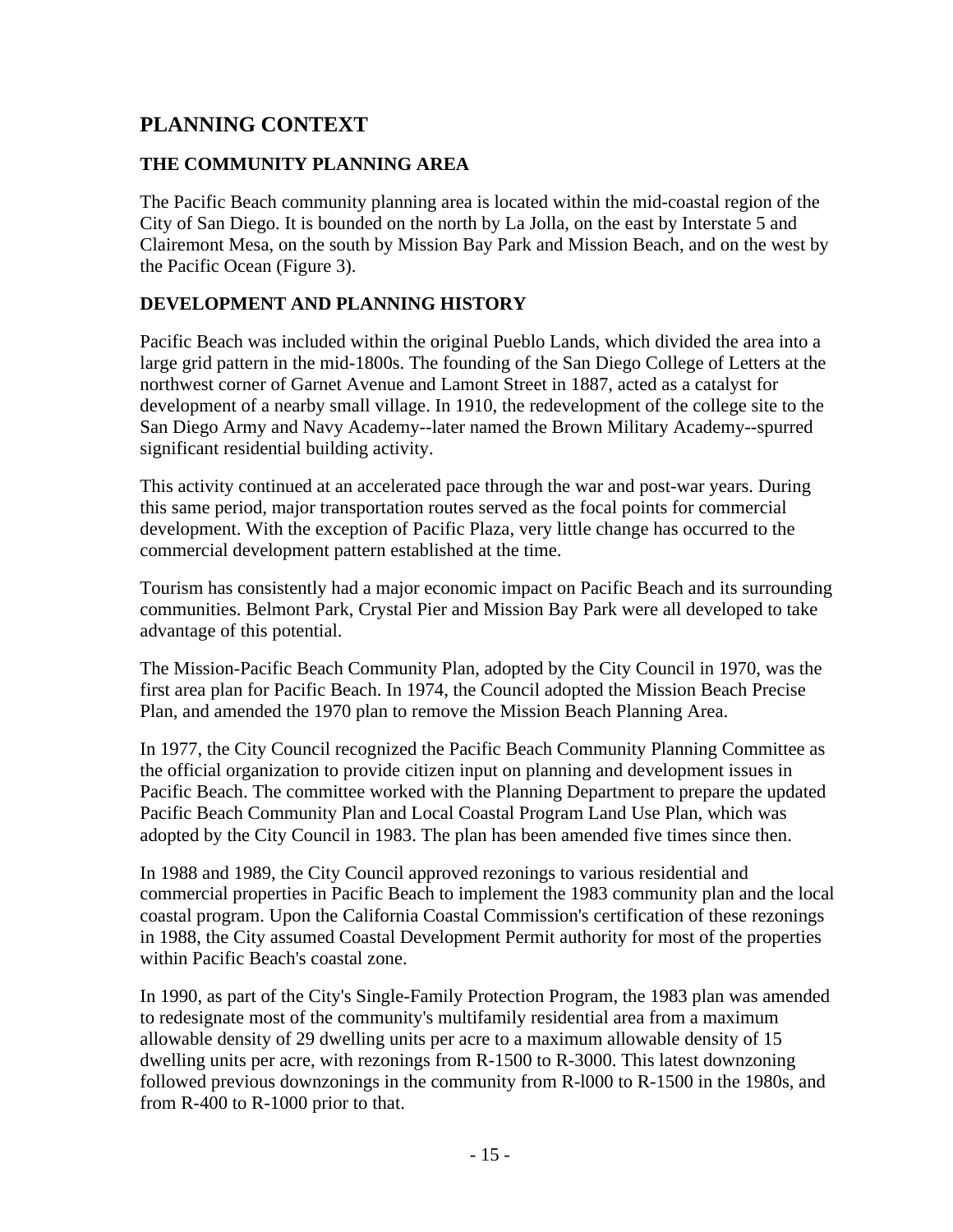## PLANNING CONTEXT

### THE COMMUNITY PLANNING AREA

The Pacific Beach community planning area is located within the mid-coastal region of the City of San Diego. It is bounded on the north by La Jolla, on the east by Interstate 5 and Clairemont Mesa, on the south by Mission Bay Park and Mission Beach, and on the west by the Pacific Ocean (Figure 3).

### DEVELOPMENT AND PLANNING HISTORY

Pacific Beach was included within the original Pueblo Lands, which divided the area into a large grid pattern in the mid-1800s. The founding of the San Diego College of Letters at the northwest corner of Garnet Avenue and Lamont Street in 1887, acted as a catalyst for development of a nearby small village. In 1910, the redevelopment of the college site to the San Diego Army and Navy Academy--later named the Brown Military Academy--spurred significant residential building activity.

This activity continued at an accelerated pace through the war and post-war years. During this same period, major transportation routes served as the focal points for commercial development. With the exception of Pacific Plaza, very little change has occurred to the commercial development pattern established at the time.

Tourism has consistently had a major economic impact on Pacific Beach and its surrounding communities. Belmont Park, Crystal Pier and Mission Bay Park were all developed to take advantage of this potential.

The Mission-Pacific Beach Community Plan, adopted by the City Council in 1970, was the first area plan for Pacific Beach. In 1974, the Council adopted the Mission Beach Precise Plan, and amended the 1970 plan to remove the Mission Beach Planning Area.

In 1977, the City Council recognized the Pacific Beach Community Planning Committee as the official organization to provide citizen input on planning and development issues in Pacific Beach. The committee worked with the Planning Department to prepare the updated Pacific Beach Community Plan and Local Coastal Program Land Use Plan, which was adopted by the City Council in 1983. The plan has been amended five times since then.

In 1988 and 1989, the City Council approved rezonings to various residential and commercial properties in Pacific Beach to implement the 1983 community plan and the local coastal program. Upon the California Coastal Commission's certification of these rezonings in 1988, the City assumed Coastal Development Permit authority for most of the properties within Pacific Beach's coastal zone.

In 1990, as part of the City's Single-Family Protection Program, the 1983 plan was amended to redesignate most of the community's multifamily residential area from a maximum allowable density of 29 dwelling units per acre to a maximum allowable density of 15 dwelling units per acre, with rezonings from R-1500 to R-3000. This latest downzoning followed previous downzonings in the community from R-l000 to R-1500 in the 1980s, and from R-400 to R-1000 prior to that.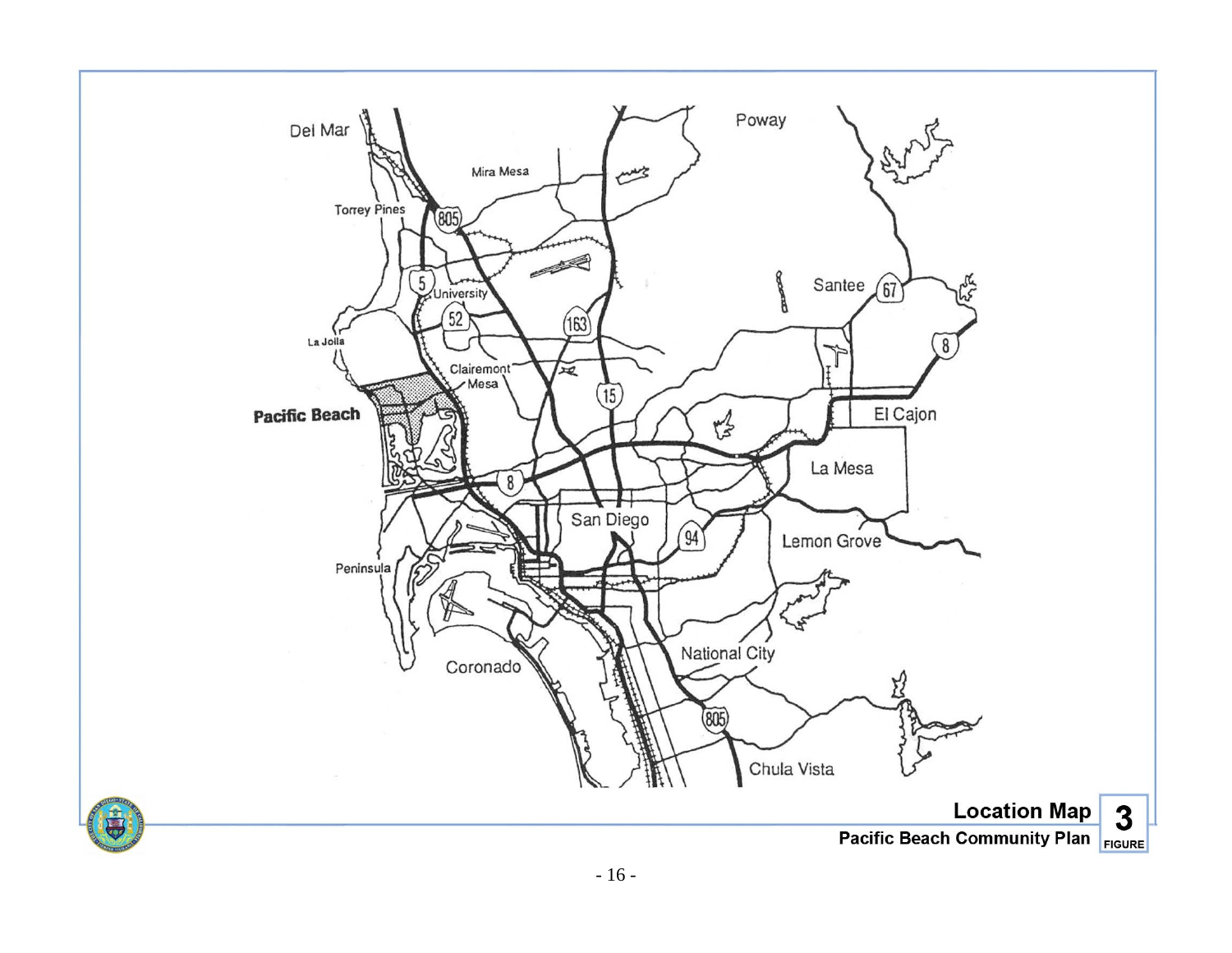**Location Map**

**Pacific Beach Community Plan**

**3**
FIGURE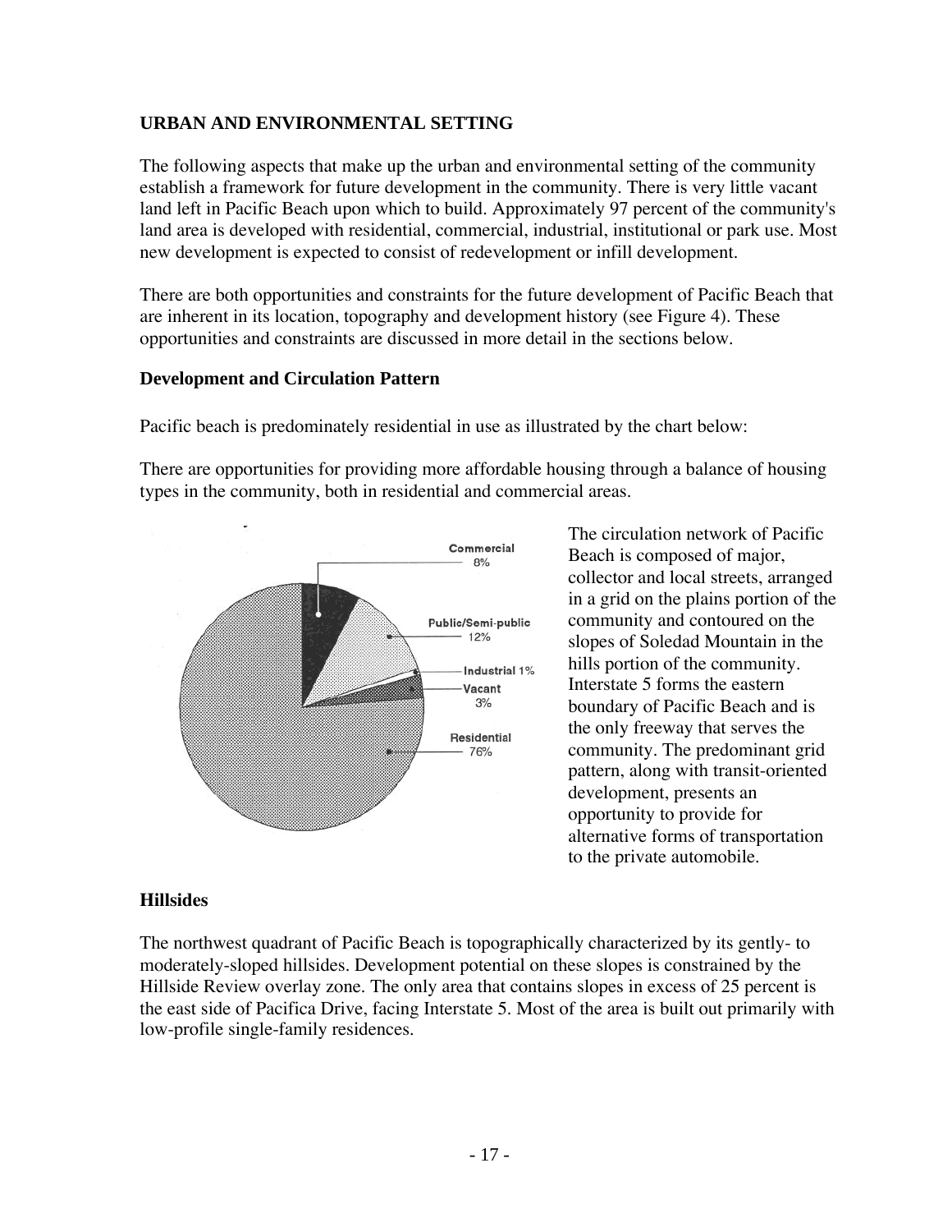## URBAN AND ENVIRONMENTAL SETTING

The following aspects that make up the urban and environmental setting of the community establish a framework for future development in the community. There is very little vacant land left in Pacific Beach upon which to build. Approximately 97 percent of the community's land area is developed with residential, commercial, industrial, institutional or park use. Most new development is expected to consist of redevelopment or infill development.

There are both opportunities and constraints for the future development of Pacific Beach that are inherent in its location, topography and development history (see Figure 4). These opportunities and constraints are discussed in more detail in the sections below.

### Development and Circulation Pattern

Pacific beach is predominately residential in use as illustrated by the chart below:

There are opportunities for providing more affordable housing through a balance of housing types in the community, both in residential and commercial areas.

Commercial 8%

Public/Semi-public 12%

Industrial 1%

Vacant 3%

Residential 76%

The circulation network of Pacific Beach is composed of major, collector and local streets, arranged in a grid on the plains portion of the community and contoured on the slopes of Soledad Mountain in the hills portion of the community. Interstate 5 forms the eastern boundary of Pacific Beach and is the only freeway that serves the community. The predominant grid pattern, along with transit-oriented development, presents an opportunity to provide for alternative forms of transportation to the private automobile.

### Hillsides

The northwest quadrant of Pacific Beach is topographically characterized by its gently- to moderately-sloped hillsides. Development potential on these slopes is constrained by the Hillside Review overlay zone. The only area that contains slopes in excess of 25 percent is the east side of Pacifica Drive, facing Interstate 5. Most of the area is built out primarily with low-profile single-family residences.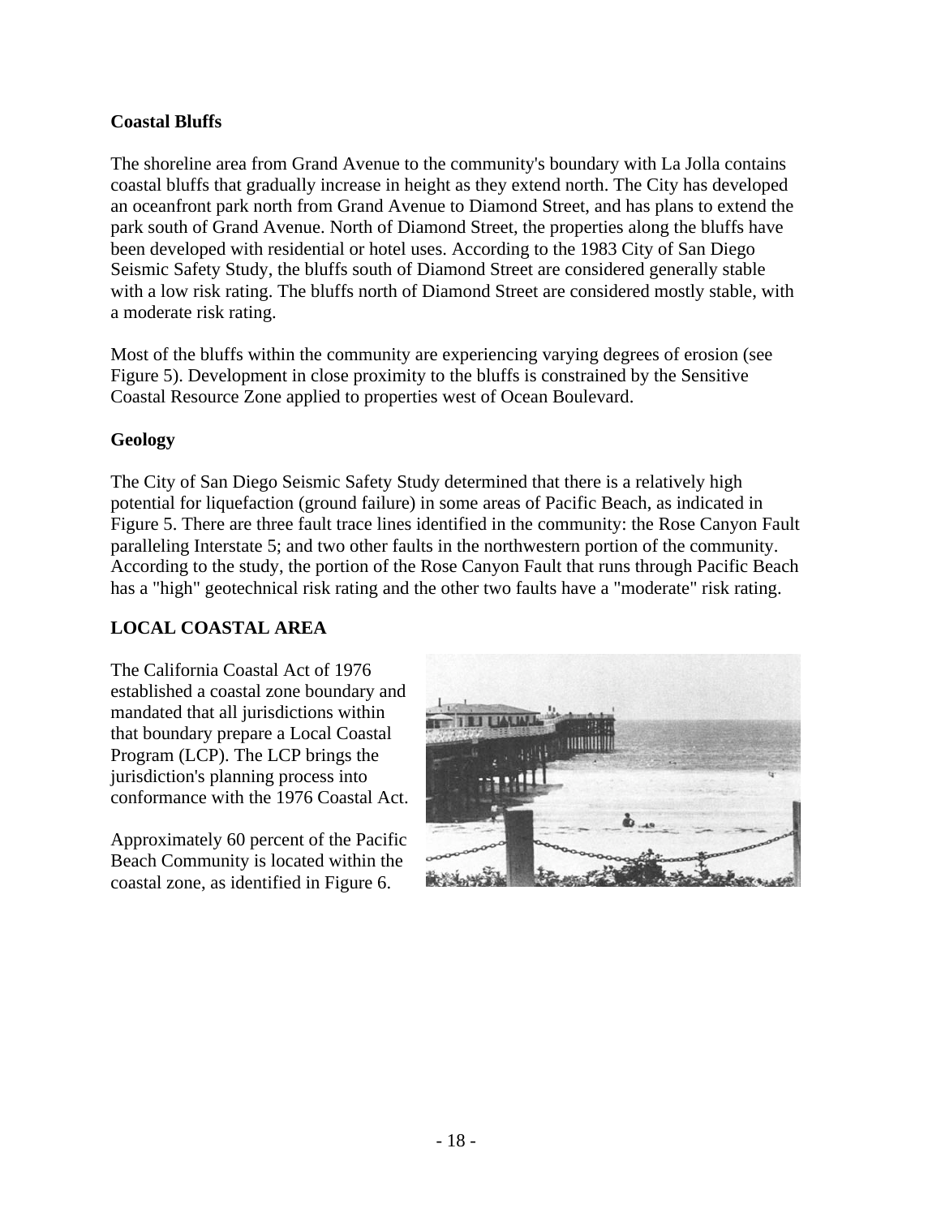**Coastal Bluffs**

The shoreline area from Grand Avenue to the community's boundary with La Jolla contains coastal bluffs that gradually increase in height as they extend north. The City has developed an oceanfront park north from Grand Avenue to Diamond Street, and has plans to extend the park south of Grand Avenue. North of Diamond Street, the properties along the bluffs have been developed with residential or hotel uses. According to the 1983 City of San Diego Seismic Safety Study, the bluffs south of Diamond Street are considered generally stable with a low risk rating. The bluffs north of Diamond Street are considered mostly stable, with a moderate risk rating.

Most of the bluffs within the community are experiencing varying degrees of erosion (see Figure 5). Development in close proximity to the bluffs is constrained by the Sensitive Coastal Resource Zone applied to properties west of Ocean Boulevard.

**Geology**

The City of San Diego Seismic Safety Study determined that there is a relatively high potential for liquefaction (ground failure) in some areas of Pacific Beach, as indicated in Figure 5. There are three fault trace lines identified in the community: the Rose Canyon Fault paralleling Interstate 5; and two other faults in the northwestern portion of the community. According to the study, the portion of the Rose Canyon Fault that runs through Pacific Beach has a "high" geotechnical risk rating and the other two faults have a "moderate" risk rating.

**LOCAL COASTAL AREA**

The California Coastal Act of 1976 established a coastal zone boundary and mandated that all jurisdictions within that boundary prepare a Local Coastal Program (LCP). The LCP brings the jurisdiction's planning process into conformance with the 1976 Coastal Act.

Approximately 60 percent of the Pacific Beach Community is located within the coastal zone, as identified in Figure 6.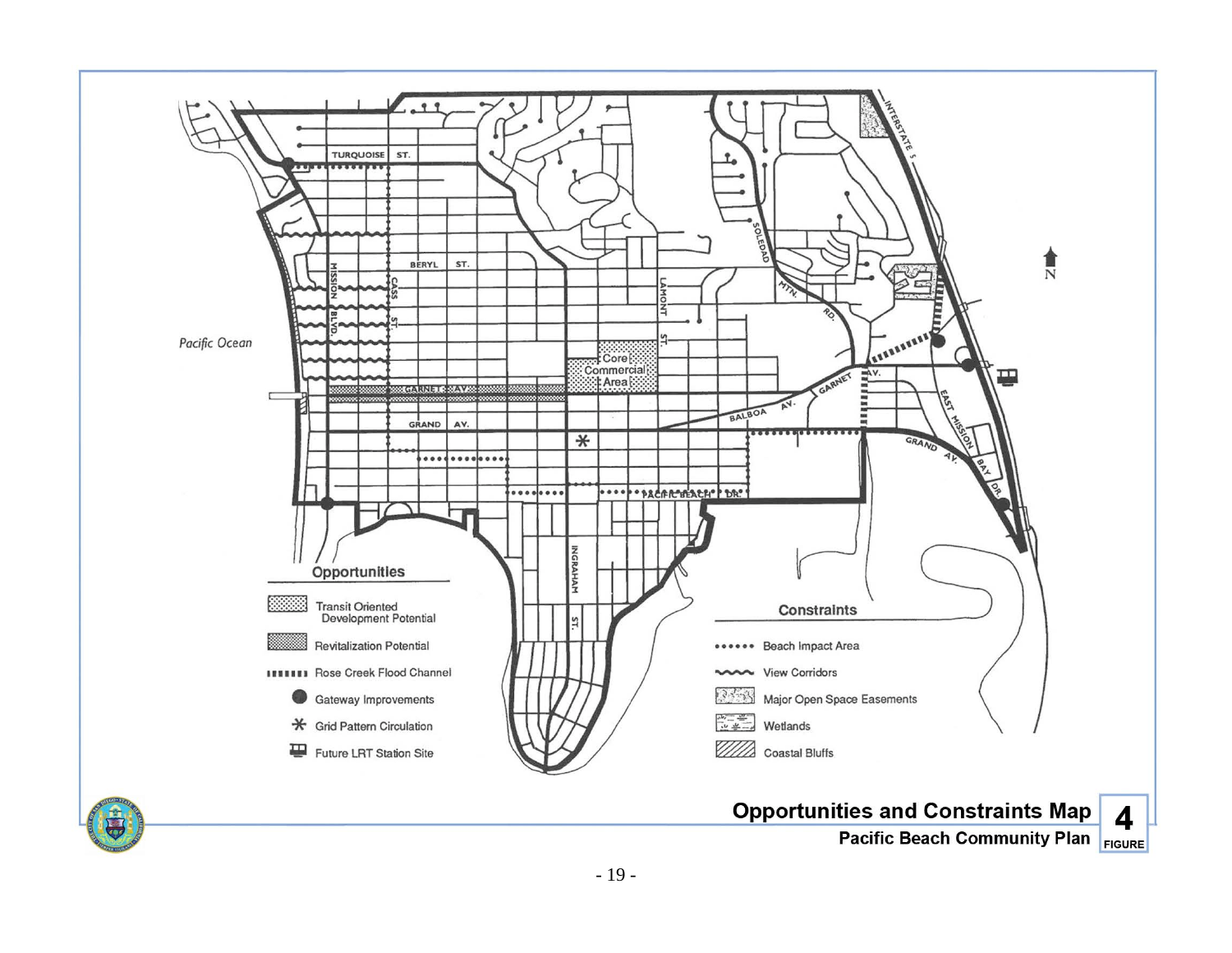**Opportunities and Constraints Map** — Figure 4

**Pacific Beach Community Plan**

**Opportunities**

- Transit Oriented Development Potential
- Revitalization Potential
- Rose Creek Flood Channel
- Gateway Improvements
- Grid Pattern Circulation
- Future LRT Station Site

**Constraints**

- Beach Impact Area
- View Corridors
- Major Open Space Easements
- Wetlands
- Coastal Bluffs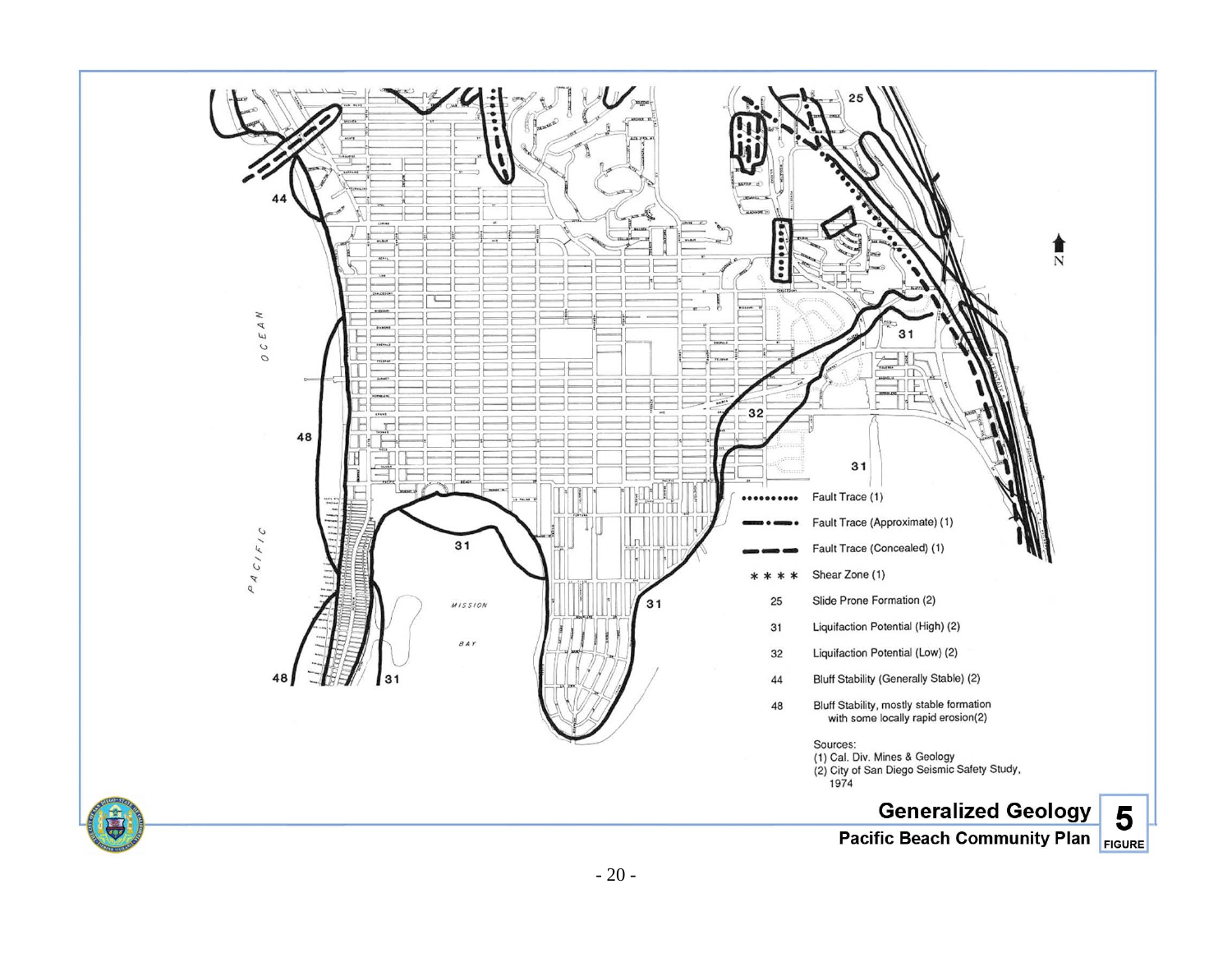Fault Trace (1)

Fault Trace (Approximate) (1)

Fault Trace (Concealed) (1)

* * * * Shear Zone (1)

25 Slide Prone Formation (2)

31 Liquifaction Potential (High) (2)

32 Liquifaction Potential (Low) (2)

44 Bluff Stability (Generally Stable) (2)

48 Bluff Stability, mostly stable formation with some locally rapid erosion(2)

Sources:
(1) Cal. Div. Mines & Geology
(2) City of San Diego Seismic Safety Study, 1974

**Generalized Geology**

**Pacific Beach Community Plan**

**5 FIGURE**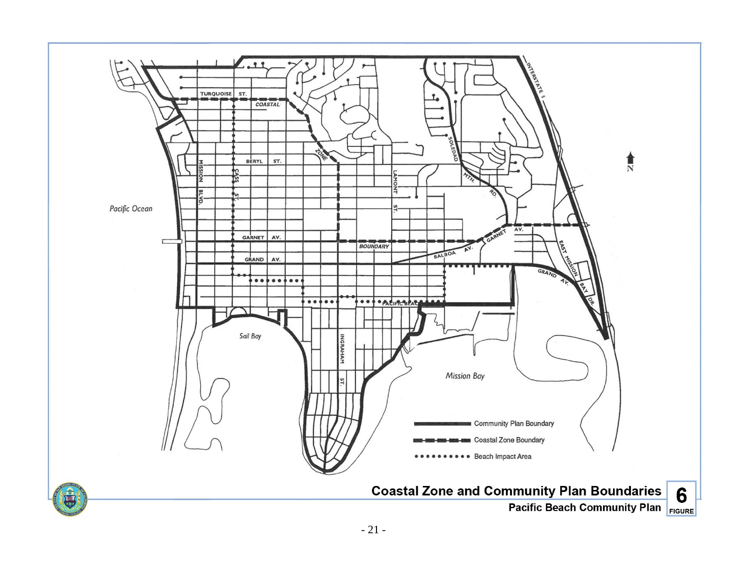Pacific Ocean

TURQUOISE ST.

COASTAL

ZONE

BERYL ST.

MISSION BLVD.

CASS ST.

LAMONT ST.

SOLEDAD MTN. RD.

INTERSTATE 5

GARNET AV.

BOUNDARY

BALBOA AV.

GARNET AV.

GRAND AV.

EAST MISSION BAY DR.

GRAND AV.

PACIFIC BEACH

Sail Bay

INGRAHAM ST.

Mission Bay

N

- Community Plan Boundary
- Coastal Zone Boundary
- Beach Impact Area

**Coastal Zone and Community Plan Boundaries**

**Pacific Beach Community Plan**

**6 FIGURE**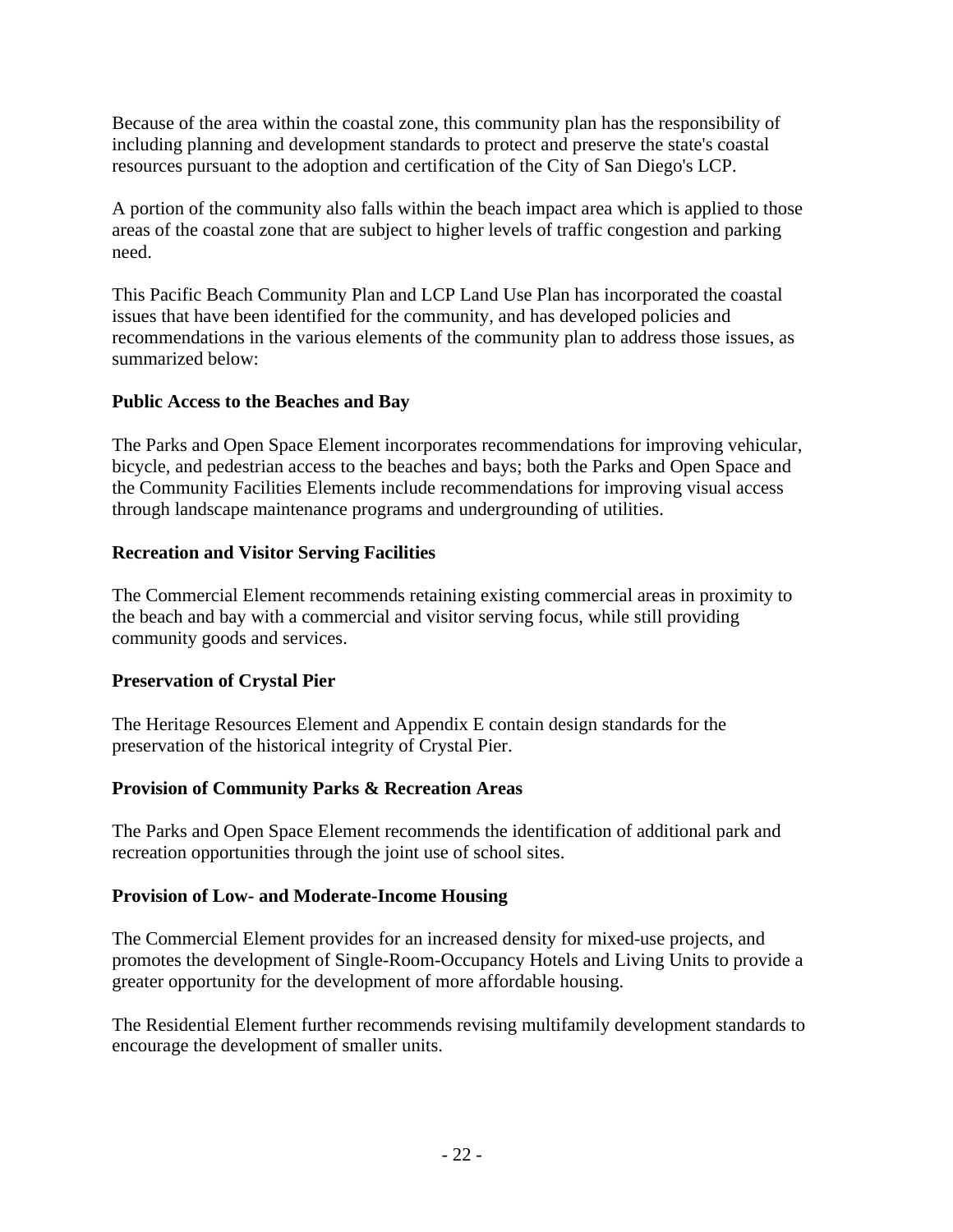Because of the area within the coastal zone, this community plan has the responsibility of including planning and development standards to protect and preserve the state's coastal resources pursuant to the adoption and certification of the City of San Diego's LCP.

A portion of the community also falls within the beach impact area which is applied to those areas of the coastal zone that are subject to higher levels of traffic congestion and parking need.

This Pacific Beach Community Plan and LCP Land Use Plan has incorporated the coastal issues that have been identified for the community, and has developed policies and recommendations in the various elements of the community plan to address those issues, as summarized below:

**Public Access to the Beaches and Bay**

The Parks and Open Space Element incorporates recommendations for improving vehicular, bicycle, and pedestrian access to the beaches and bays; both the Parks and Open Space and the Community Facilities Elements include recommendations for improving visual access through landscape maintenance programs and undergrounding of utilities.

**Recreation and Visitor Serving Facilities**

The Commercial Element recommends retaining existing commercial areas in proximity to the beach and bay with a commercial and visitor serving focus, while still providing community goods and services.

**Preservation of Crystal Pier**

The Heritage Resources Element and Appendix E contain design standards for the preservation of the historical integrity of Crystal Pier.

**Provision of Community Parks & Recreation Areas**

The Parks and Open Space Element recommends the identification of additional park and recreation opportunities through the joint use of school sites.

**Provision of Low- and Moderate-Income Housing**

The Commercial Element provides for an increased density for mixed-use projects, and promotes the development of Single-Room-Occupancy Hotels and Living Units to provide a greater opportunity for the development of more affordable housing.

The Residential Element further recommends revising multifamily development standards to encourage the development of smaller units.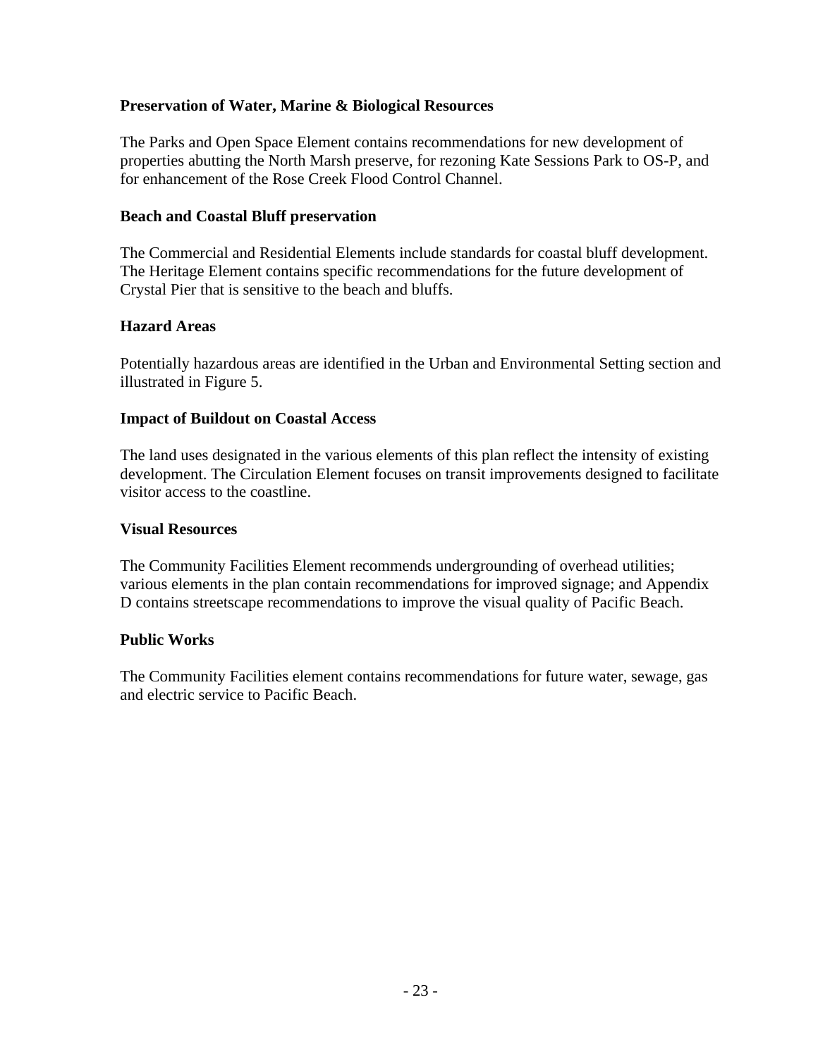### Preservation of Water, Marine & Biological Resources

The Parks and Open Space Element contains recommendations for new development of properties abutting the North Marsh preserve, for rezoning Kate Sessions Park to OS-P, and for enhancement of the Rose Creek Flood Control Channel.

### Beach and Coastal Bluff preservation

The Commercial and Residential Elements include standards for coastal bluff development. The Heritage Element contains specific recommendations for the future development of Crystal Pier that is sensitive to the beach and bluffs.

### Hazard Areas

Potentially hazardous areas are identified in the Urban and Environmental Setting section and illustrated in Figure 5.

### Impact of Buildout on Coastal Access

The land uses designated in the various elements of this plan reflect the intensity of existing development. The Circulation Element focuses on transit improvements designed to facilitate visitor access to the coastline.

### Visual Resources

The Community Facilities Element recommends undergrounding of overhead utilities; various elements in the plan contain recommendations for improved signage; and Appendix D contains streetscape recommendations to improve the visual quality of Pacific Beach.

### Public Works

The Community Facilities element contains recommendations for future water, sewage, gas and electric service to Pacific Beach.